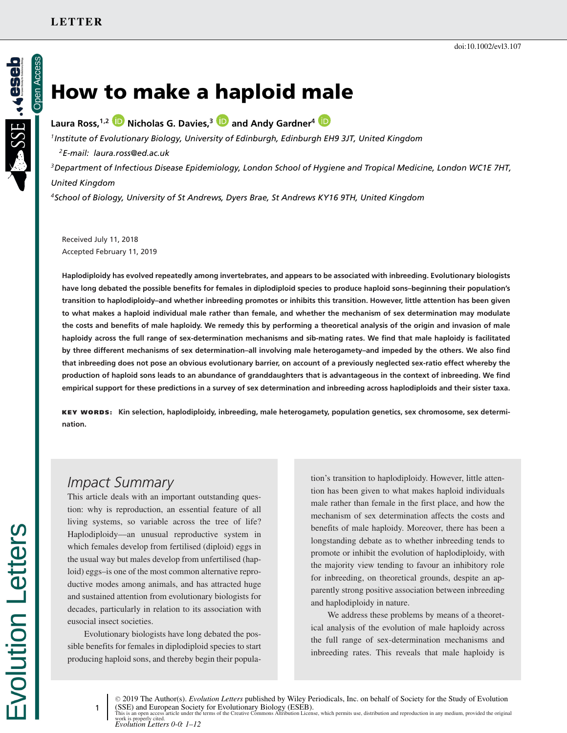LETTER

doi:10.1002/evl3.107

# How to make a haploid male

**Laura Ross,[1,2] Nicholas G. Davies,[3] and Andy Gardner[4]**

[1]*Institute of Evolutionary Biology, University of Edinburgh, Edinburgh EH9 3JT, United Kingdom*

[2]*E-mail: laura.ross@ed.ac.uk*

[3]*Department of Infectious Disease Epidemiology, London School of Hygiene and Tropical Medicine, London WC1E 7HT, United Kingdom*

[4]*School of Biology, University of St Andrews, Dyers Brae, St Andrews KY16 9TH, United Kingdom*

Received July 11, 2018
Accepted February 11, 2019

**Haplodiploidy has evolved repeatedly among invertebrates, and appears to be associated with inbreeding. Evolutionary biologists have long debated the possible benefits for females in diplodiploid species to produce haploid sons–beginning their population's transition to haplodiploidy–and whether inbreeding promotes or inhibits this transition. However, little attention has been given to what makes a haploid individual male rather than female, and whether the mechanism of sex determination may modulate the costs and benefits of male haploidy. We remedy this by performing a theoretical analysis of the origin and invasion of male haploidy across the full range of sex-determination mechanisms and sib-mating rates. We find that male haploidy is facilitated by three different mechanisms of sex determination–all involving male heterogamety–and impeded by the others. We also find that inbreeding does not pose an obvious evolutionary barrier, on account of a previously neglected sex-ratio effect whereby the production of haploid sons leads to an abundance of granddaughters that is advantageous in the context of inbreeding. We find empirical support for these predictions in a survey of sex determination and inbreeding across haplodiploids and their sister taxa.**

**KEY WORDS:** Kin selection, haplodiploidy, inbreeding, male heterogamety, population genetics, sex chromosome, sex determination.

## *Impact Summary*

This article deals with an important outstanding question: why is reproduction, an essential feature of all living systems, so variable across the tree of life? Haplodiploidy—an unusual reproductive system in which females develop from fertilised (diploid) eggs in the usual way but males develop from unfertilised (haploid) eggs–is one of the most common alternative reproductive modes among animals, and has attracted huge and sustained attention from evolutionary biologists for decades, particularly in relation to its association with eusocial insect societies.

Evolutionary biologists have long debated the possible benefits for females in diplodiploid species to start producing haploid sons, and thereby begin their population's transition to haplodiploidy. However, little attention has been given to what makes haploid individuals male rather than female in the first place, and how the mechanism of sex determination affects the costs and benefits of male haploidy. Moreover, there has been a longstanding debate as to whether inbreeding tends to promote or inhibit the evolution of haplodiploidy, with the majority view tending to favour an inhibitory role for inbreeding, on theoretical grounds, despite an apparently strong positive association between inbreeding and haplodiploidy in nature.

We address these problems by means of a theoretical analysis of the evolution of male haploidy across the full range of sex-determination mechanisms and inbreeding rates. This reveals that male haploidy is

© 2019 The Author(s). *Evolution Letters* published by Wiley Periodicals, Inc. on behalf of Society for the Study of Evolution (SSE) and European Society for Evolutionary Biology (ESEB).
This is an open access article under the terms of the Creative Commons Attribution License, which permits use, distribution and reproduction in any medium, provided the original work is properly cited.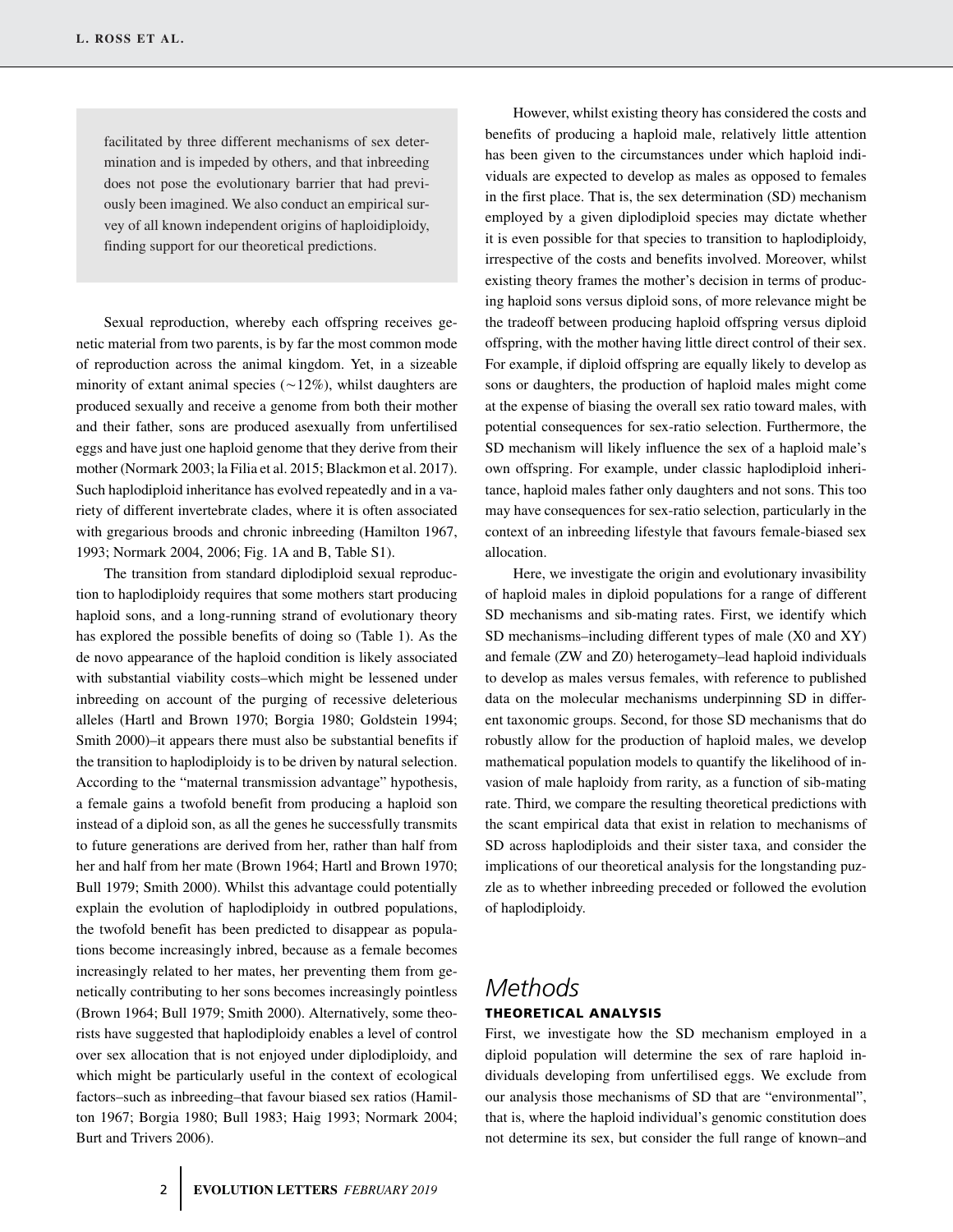facilitated by three different mechanisms of sex determination and is impeded by others, and that inbreeding does not pose the evolutionary barrier that had previously been imagined. We also conduct an empirical survey of all known independent origins of haploidiploidy, finding support for our theoretical predictions.

Sexual reproduction, whereby each offspring receives genetic material from two parents, is by far the most common mode of reproduction across the animal kingdom. Yet, in a sizeable minority of extant animal species (~12%), whilst daughters are produced sexually and receive a genome from both their mother and their father, sons are produced asexually from unfertilised eggs and have just one haploid genome that they derive from their mother (Normark 2003; la Filia et al. 2015; Blackmon et al. 2017). Such haplodiploid inheritance has evolved repeatedly and in a variety of different invertebrate clades, where it is often associated with gregarious broods and chronic inbreeding (Hamilton 1967, 1993; Normark 2004, 2006; Fig. 1A and B, Table S1).

The transition from standard diplodiploid sexual reproduction to haplodiploidy requires that some mothers start producing haploid sons, and a long-running strand of evolutionary theory has explored the possible benefits of doing so (Table 1). As the de novo appearance of the haploid condition is likely associated with substantial viability costs–which might be lessened under inbreeding on account of the purging of recessive deleterious alleles (Hartl and Brown 1970; Borgia 1980; Goldstein 1994; Smith 2000)–it appears there must also be substantial benefits if the transition to haplodiploidy is to be driven by natural selection. According to the "maternal transmission advantage" hypothesis, a female gains a twofold benefit from producing a haploid son instead of a diploid son, as all the genes he successfully transmits to future generations are derived from her, rather than half from her and half from her mate (Brown 1964; Hartl and Brown 1970; Bull 1979; Smith 2000). Whilst this advantage could potentially explain the evolution of haplodiploidy in outbred populations, the twofold benefit has been predicted to disappear as populations become increasingly inbred, because as a female becomes increasingly related to her mates, her preventing them from genetically contributing to her sons becomes increasingly pointless (Brown 1964; Bull 1979; Smith 2000). Alternatively, some theorists have suggested that haplodiploidy enables a level of control over sex allocation that is not enjoyed under diplodiploidy, and which might be particularly useful in the context of ecological factors–such as inbreeding–that favour biased sex ratios (Hamilton 1967; Borgia 1980; Bull 1983; Haig 1993; Normark 2004; Burt and Trivers 2006).

However, whilst existing theory has considered the costs and benefits of producing a haploid male, relatively little attention has been given to the circumstances under which haploid individuals are expected to develop as males as opposed to females in the first place. That is, the sex determination (SD) mechanism employed by a given diplodiploid species may dictate whether it is even possible for that species to transition to haplodiploidy, irrespective of the costs and benefits involved. Moreover, whilst existing theory frames the mother's decision in terms of producing haploid sons versus diploid sons, of more relevance might be the tradeoff between producing haploid offspring versus diploid offspring, with the mother having little direct control of their sex. For example, if diploid offspring are equally likely to develop as sons or daughters, the production of haploid males might come at the expense of biasing the overall sex ratio toward males, with potential consequences for sex-ratio selection. Furthermore, the SD mechanism will likely influence the sex of a haploid male's own offspring. For example, under classic haplodiploid inheritance, haploid males father only daughters and not sons. This too may have consequences for sex-ratio selection, particularly in the context of an inbreeding lifestyle that favours female-biased sex allocation.

Here, we investigate the origin and evolutionary invasibility of haploid males in diploid populations for a range of different SD mechanisms and sib-mating rates. First, we identify which SD mechanisms–including different types of male (X0 and XY) and female (ZW and Z0) heterogamety–lead haploid individuals to develop as males versus females, with reference to published data on the molecular mechanisms underpinning SD in different taxonomic groups. Second, for those SD mechanisms that do robustly allow for the production of haploid males, we develop mathematical population models to quantify the likelihood of invasion of male haploidy from rarity, as a function of sib-mating rate. Third, we compare the resulting theoretical predictions with the scant empirical data that exist in relation to mechanisms of SD across haplodiploids and their sister taxa, and consider the implications of our theoretical analysis for the longstanding puzzle as to whether inbreeding preceded or followed the evolution of haplodiploidy.

# Methods

## THEORETICAL ANALYSIS

First, we investigate how the SD mechanism employed in a diploid population will determine the sex of rare haploid individuals developing from unfertilised eggs. We exclude from our analysis those mechanisms of SD that are "environmental", that is, where the haploid individual's genomic constitution does not determine its sex, but consider the full range of known–and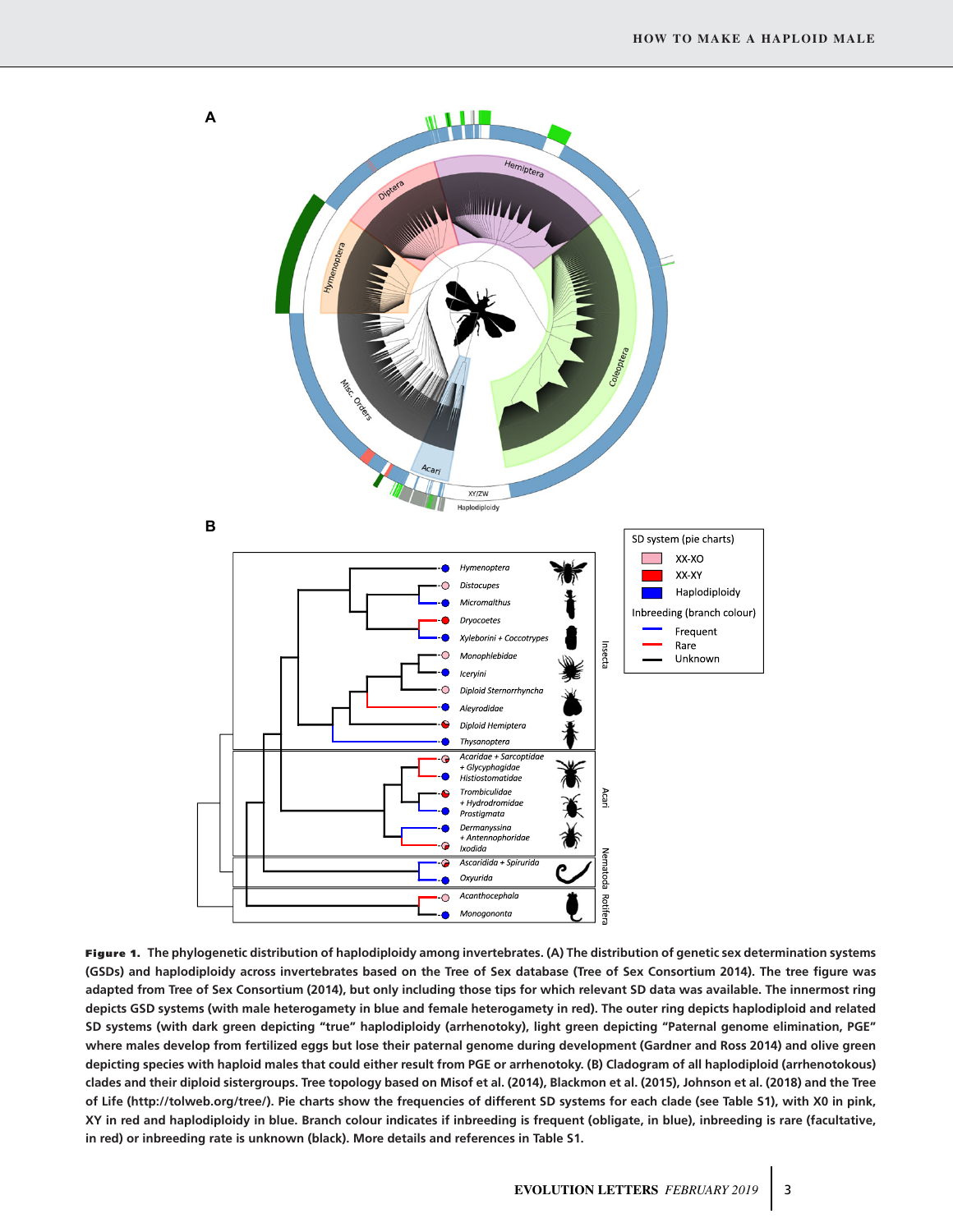**Figure 1.** **The phylogenetic distribution of haplodiploidy among invertebrates. (A) The distribution of genetic sex determination systems (GSDs) and haplodiploidy across invertebrates based on the Tree of Sex database (Tree of Sex Consortium 2014). The tree figure was adapted from Tree of Sex Consortium (2014), but only including those tips for which relevant SD data was available. The innermost ring depicts GSD systems (with male heterogamety in blue and female heterogamety in red). The outer ring depicts haplodiploid and related SD systems (with dark green depicting "true" haplodiploidy (arrhenotoky), light green depicting "Paternal genome elimination, PGE" where males develop from fertilized eggs but lose their paternal genome during development (Gardner and Ross 2014) and olive green depicting species with haploid males that could either result from PGE or arrhenotoky. (B) Cladogram of all haplodiploid (arrhenotokous) clades and their diploid sistergroups. Tree topology based on Misof et al. (2014), Blackmon et al. (2015), Johnson et al. (2018) and the Tree of Life (http://tolweb.org/tree/). Pie charts show the frequencies of different SD systems for each clade (see Table S1), with X0 in pink, XY in red and haplodiploidy in blue. Branch colour indicates if inbreeding is frequent (obligate, in blue), inbreeding is rare (facultative, in red) or inbreeding rate is unknown (black). More details and references in Table S1.**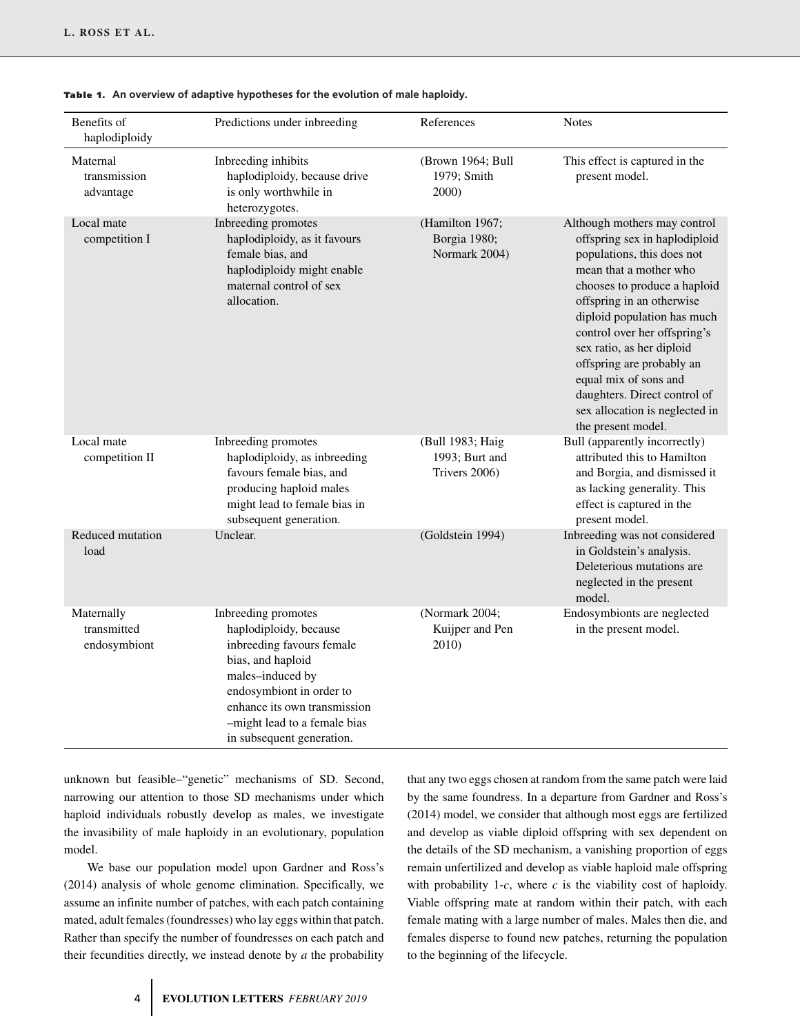**Table 1. An overview of adaptive hypotheses for the evolution of male haploidy.**

| Benefits of haplodiploidy | Predictions under inbreeding | References | Notes |
|---|---|---|---|
| Maternal transmission advantage | Inbreeding inhibits haplodiploidy, because drive is only worthwhile in heterozygotes. | (Brown 1964; Bull 1979; Smith 2000) | This effect is captured in the present model. |
| Local mate competition I | Inbreeding promotes haplodiploidy, as it favours female bias, and haplodiploidy might enable maternal control of sex allocation. | (Hamilton 1967; Borgia 1980; Normark 2004) | Although mothers may control offspring sex in haplodiploid populations, this does not mean that a mother who chooses to produce a haploid offspring in an otherwise diploid population has much control over her offspring's sex ratio, as her diploid offspring are probably an equal mix of sons and daughters. Direct control of sex allocation is neglected in the present model. |
| Local mate competition II | Inbreeding promotes haplodiploidy, as inbreeding favours female bias, and producing haploid males might lead to female bias in subsequent generation. | (Bull 1983; Haig 1993; Burt and Trivers 2006) | Bull (apparently incorrectly) attributed this to Hamilton and Borgia, and dismissed it as lacking generality. This effect is captured in the present model. |
| Reduced mutation load | Unclear. | (Goldstein 1994) | Inbreeding was not considered in Goldstein's analysis. Deleterious mutations are neglected in the present model. |
| Maternally transmitted endosymbiont | Inbreeding promotes haplodiploidy, because inbreeding favours female bias, and haploid males–induced by endosymbiont in order to enhance its own transmission –might lead to a female bias in subsequent generation. | (Normark 2004; Kuijper and Pen 2010) | Endosymbionts are neglected in the present model. |

unknown but feasible–"genetic" mechanisms of SD. Second, narrowing our attention to those SD mechanisms under which haploid individuals robustly develop as males, we investigate the invasibility of male haploidy in an evolutionary, population model.

We base our population model upon Gardner and Ross's (2014) analysis of whole genome elimination. Specifically, we assume an infinite number of patches, with each patch containing mated, adult females (foundresses) who lay eggs within that patch. Rather than specify the number of foundresses on each patch and their fecundities directly, we instead denote by $a$ the probability that any two eggs chosen at random from the same patch were laid by the same foundress. In a departure from Gardner and Ross's (2014) model, we consider that although most eggs are fertilized and develop as viable diploid offspring with sex dependent on the details of the SD mechanism, a vanishing proportion of eggs remain unfertilized and develop as viable haploid male offspring with probability $1\text{-}c$, where $c$ is the viability cost of haploidy. Viable offspring mate at random within their patch, with each female mating with a large number of males. Males then die, and females disperse to found new patches, returning the population to the beginning of the lifecycle.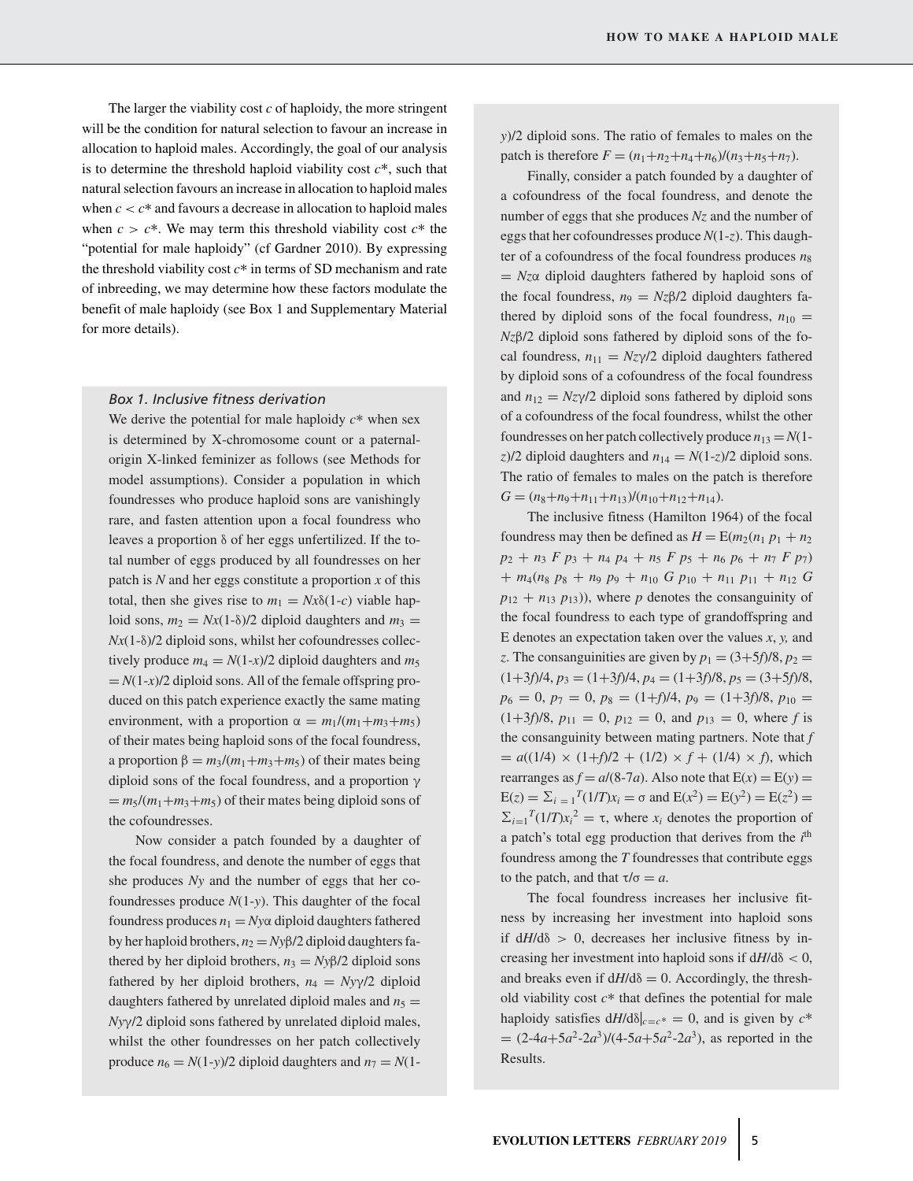The larger the viability cost $c$ of haploidy, the more stringent will be the condition for natural selection to favour an increase in allocation to haploid males. Accordingly, the goal of our analysis is to determine the threshold haploid viability cost $c^*$, such that natural selection favours an increase in allocation to haploid males when $c < c^*$ and favours a decrease in allocation to haploid males when $c > c^*$. We may term this threshold viability cost $c^*$ the "potential for male haploidy" (cf Gardner 2010). By expressing the threshold viability cost $c^*$ in terms of SD mechanism and rate of inbreeding, we may determine how these factors modulate the benefit of male haploidy (see Box 1 and Supplementary Material for more details).

### *Box 1. Inclusive fitness derivation*

We derive the potential for male haploidy $c^*$ when sex is determined by X-chromosome count or a paternal-origin X-linked feminizer as follows (see Methods for model assumptions). Consider a population in which foundresses who produce haploid sons are vanishingly rare, and fasten attention upon a focal foundress who leaves a proportion $\delta$ of her eggs unfertilized. If the total number of eggs produced by all foundresses on her patch is $N$ and her eggs constitute a proportion $x$ of this total, then she gives rise to $m_1 = Nx\delta(1\text{-}c)$ viable haploid sons, $m_2 = Nx(1\text{-}\delta)/2$ diploid daughters and $m_3 = Nx(1\text{-}\delta)/2$ diploid sons, whilst her cofoundresses collectively produce $m_4 = N(1\text{-}x)/2$ diploid daughters and $m_5 = N(1\text{-}x)/2$ diploid sons. All of the female offspring produced on this patch experience exactly the same mating environment, with a proportion $\alpha = m_1/(m_1+m_3+m_5)$ of their mates being haploid sons of the focal foundress, a proportion $\beta = m_3/(m_1+m_3+m_5)$ of their mates being diploid sons of the focal foundress, and a proportion $\gamma = m_5/(m_1+m_3+m_5)$ of their mates being diploid sons of the cofoundresses.

Now consider a patch founded by a daughter of the focal foundress, and denote the number of eggs that she produces $Ny$ and the number of eggs that her cofoundresses produce $N(1\text{-}y)$. This daughter of the focal foundress produces $n_1 = Ny\alpha$ diploid daughters fathered by her haploid brothers, $n_2 = Ny\beta/2$ diploid daughters fathered by her diploid brothers, $n_3 = Ny\beta/2$ diploid sons fathered by her diploid brothers, $n_4 = Ny\gamma/2$ diploid daughters fathered by unrelated diploid males and $n_5 = Ny\gamma/2$ diploid sons fathered by unrelated diploid males, whilst the other foundresses on her patch collectively produce $n_6 = N(1\text{-}y)/2$ diploid daughters and $n_7 = N(1\text{-}y)/2$ diploid sons. The ratio of females to males on the patch is therefore $F = (n_1+n_2+n_4+n_6)/(n_3+n_5+n_7)$.

Finally, consider a patch founded by a daughter of a cofoundress of the focal foundress, and denote the number of eggs that she produces $Nz$ and the number of eggs that her cofoundresses produce $N(1\text{-}z)$. This daughter of a cofoundress of the focal foundress produces $n_8 = Nz\alpha$ diploid daughters fathered by haploid sons of the focal foundress, $n_9 = Nz\beta/2$ diploid daughters fathered by diploid sons of the focal foundress, $n_{10} = Nz\beta/2$ diploid sons fathered by diploid sons of the focal foundress, $n_{11} = Nz\gamma/2$ diploid daughters fathered by diploid sons of a cofoundress of the focal foundress and $n_{12} = Nz\gamma/2$ diploid sons fathered by diploid sons of a cofoundress of the focal foundress, whilst the other foundresses on her patch collectively produce $n_{13} = N(1\text{-}z)/2$ diploid daughters and $n_{14} = N(1\text{-}z)/2$ diploid sons. The ratio of females to males on the patch is therefore $G = (n_8+n_9+n_{11}+n_{13})/(n_{10}+n_{12}+n_{14})$.

The inclusive fitness (Hamilton 1964) of the focal foundress may then be defined as $H = \mathrm{E}(m_2(n_1\, p_1 + n_2\, p_2 + n_3\, F\, p_3 + n_4\, p_4 + n_5\, F\, p_5 + n_6\, p_6 + n_7\, F\, p_7) + m_4(n_8\, p_8 + n_9\, p_9 + n_{10}\, G\, p_{10} + n_{11}\, p_{11} + n_{12}\, G\, p_{12} + n_{13}\, p_{13}))$, where $p$ denotes the consanguinity of the focal foundress to each type of grandoffspring and E denotes an expectation taken over the values $x$, $y$, and $z$. The consanguinities are given by $p_1 = (3+5f)/8$, $p_2 = (1+3f)/4$, $p_3 = (1+3f)/4$, $p_4 = (1+3f)/8$, $p_5 = (3+5f)/8$, $p_6 = 0$, $p_7 = 0$, $p_8 = (1+f)/4$, $p_9 = (1+3f)/8$, $p_{10} = (1+3f)/8$, $p_{11} = 0$, $p_{12} = 0$, and $p_{13} = 0$, where $f$ is the consanguinity between mating partners. Note that $f = a((1/4) \times (1+f)/2 + (1/2) \times f + (1/4) \times f)$, which rearranges as $f = a/(8\text{-}7a)$. Also note that $\mathrm{E}(x) = \mathrm{E}(y) = \mathrm{E}(z) = \Sigma_{i=1}^{T}(1/T)x_i = \sigma$ and $\mathrm{E}(x^2) = \mathrm{E}(y^2) = \mathrm{E}(z^2) = \Sigma_{i=1}^{T}(1/T)x_i^2 = \tau$, where $x_i$ denotes the proportion of a patch's total egg production that derives from the $i^{\text{th}}$ foundress among the $T$ foundresses that contribute eggs to the patch, and that $\tau/\sigma = a$.

The focal foundress increases her inclusive fitness by increasing her investment into haploid sons if $\mathrm{d}H/\mathrm{d}\delta > 0$, decreases her inclusive fitness by increasing her investment into haploid sons if $\mathrm{d}H/\mathrm{d}\delta < 0$, and breaks even if $\mathrm{d}H/\mathrm{d}\delta = 0$. Accordingly, the threshold viability cost $c^*$ that defines the potential for male haploidy satisfies $\mathrm{d}H/\mathrm{d}\delta|_{c=c^*} = 0$, and is given by $c^* = (2\text{-}4a+5a^2\text{-}2a^3)/(4\text{-}5a+5a^2\text{-}2a^3)$, as reported in the Results.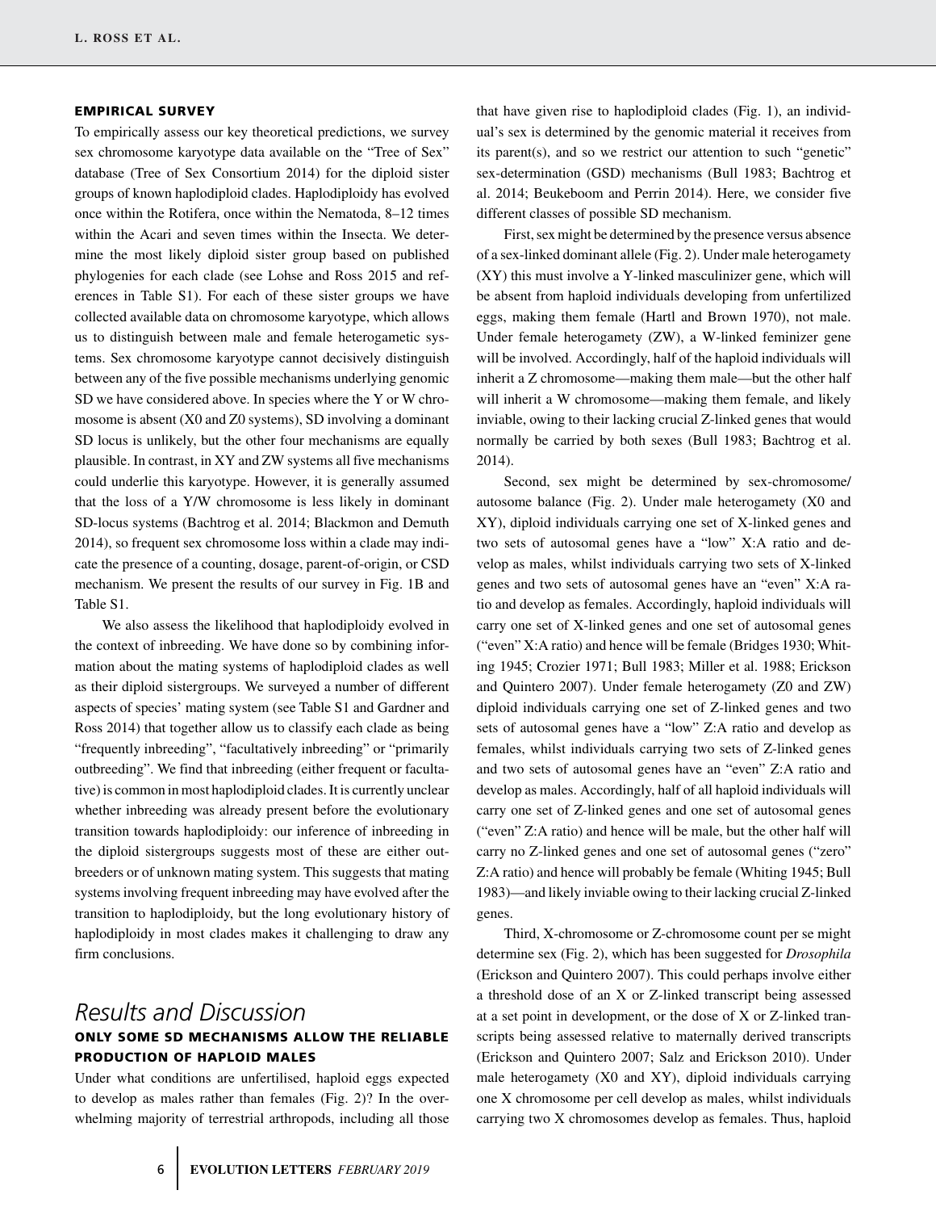### EMPIRICAL SURVEY

To empirically assess our key theoretical predictions, we survey sex chromosome karyotype data available on the "Tree of Sex" database (Tree of Sex Consortium 2014) for the diploid sister groups of known haplodiploid clades. Haplodiploidy has evolved once within the Rotifera, once within the Nematoda, 8–12 times within the Acari and seven times within the Insecta. We determine the most likely diploid sister group based on published phylogenies for each clade (see Lohse and Ross 2015 and references in Table S1). For each of these sister groups we have collected available data on chromosome karyotype, which allows us to distinguish between male and female heterogametic systems. Sex chromosome karyotype cannot decisively distinguish between any of the five possible mechanisms underlying genomic SD we have considered above. In species where the Y or W chromosome is absent (X0 and Z0 systems), SD involving a dominant SD locus is unlikely, but the other four mechanisms are equally plausible. In contrast, in XY and ZW systems all five mechanisms could underlie this karyotype. However, it is generally assumed that the loss of a Y/W chromosome is less likely in dominant SD-locus systems (Bachtrog et al. 2014; Blackmon and Demuth 2014), so frequent sex chromosome loss within a clade may indicate the presence of a counting, dosage, parent-of-origin, or CSD mechanism. We present the results of our survey in Fig. 1B and Table S1.

We also assess the likelihood that haplodiploidy evolved in the context of inbreeding. We have done so by combining information about the mating systems of haplodiploid clades as well as their diploid sistergroups. We surveyed a number of different aspects of species' mating system (see Table S1 and Gardner and Ross 2014) that together allow us to classify each clade as being "frequently inbreeding", "facultatively inbreeding" or "primarily outbreeding". We find that inbreeding (either frequent or facultative) is common in most haplodiploid clades. It is currently unclear whether inbreeding was already present before the evolutionary transition towards haplodiploidy: our inference of inbreeding in the diploid sistergroups suggests most of these are either outbreeders or of unknown mating system. This suggests that mating systems involving frequent inbreeding may have evolved after the transition to haplodiploidy, but the long evolutionary history of haplodiploidy in most clades makes it challenging to draw any firm conclusions.

# Results and Discussion

### ONLY SOME SD MECHANISMS ALLOW THE RELIABLE PRODUCTION OF HAPLOID MALES

Under what conditions are unfertilised, haploid eggs expected to develop as males rather than females (Fig. 2)? In the overwhelming majority of terrestrial arthropods, including all those that have given rise to haplodiploid clades (Fig. 1), an individual's sex is determined by the genomic material it receives from its parent(s), and so we restrict our attention to such "genetic" sex-determination (GSD) mechanisms (Bull 1983; Bachtrog et al. 2014; Beukeboom and Perrin 2014). Here, we consider five different classes of possible SD mechanism.

First, sex might be determined by the presence versus absence of a sex-linked dominant allele (Fig. 2). Under male heterogamety (XY) this must involve a Y-linked masculinizer gene, which will be absent from haploid individuals developing from unfertilized eggs, making them female (Hartl and Brown 1970), not male. Under female heterogamety (ZW), a W-linked feminizer gene will be involved. Accordingly, half of the haploid individuals will inherit a Z chromosome—making them male—but the other half will inherit a W chromosome—making them female, and likely inviable, owing to their lacking crucial Z-linked genes that would normally be carried by both sexes (Bull 1983; Bachtrog et al. 2014).

Second, sex might be determined by sex-chromosome/autosome balance (Fig. 2). Under male heterogamety (X0 and XY), diploid individuals carrying one set of X-linked genes and two sets of autosomal genes have a "low" X:A ratio and develop as males, whilst individuals carrying two sets of X-linked genes and two sets of autosomal genes have an "even" X:A ratio and develop as females. Accordingly, haploid individuals will carry one set of X-linked genes and one set of autosomal genes ("even" X:A ratio) and hence will be female (Bridges 1930; Whiting 1945; Crozier 1971; Bull 1983; Miller et al. 1988; Erickson and Quintero 2007). Under female heterogamety (Z0 and ZW) diploid individuals carrying one set of Z-linked genes and two sets of autosomal genes have a "low" Z:A ratio and develop as females, whilst individuals carrying two sets of Z-linked genes and two sets of autosomal genes have an "even" Z:A ratio and develop as males. Accordingly, half of all haploid individuals will carry one set of Z-linked genes and one set of autosomal genes ("even" Z:A ratio) and hence will be male, but the other half will carry no Z-linked genes and one set of autosomal genes ("zero" Z:A ratio) and hence will probably be female (Whiting 1945; Bull 1983)—and likely inviable owing to their lacking crucial Z-linked genes.

Third, X-chromosome or Z-chromosome count per se might determine sex (Fig. 2), which has been suggested for *Drosophila* (Erickson and Quintero 2007). This could perhaps involve either a threshold dose of an X or Z-linked transcript being assessed at a set point in development, or the dose of X or Z-linked transcripts being assessed relative to maternally derived transcripts (Erickson and Quintero 2007; Salz and Erickson 2010). Under male heterogamety (X0 and XY), diploid individuals carrying one X chromosome per cell develop as males, whilst individuals carrying two X chromosomes develop as females. Thus, haploid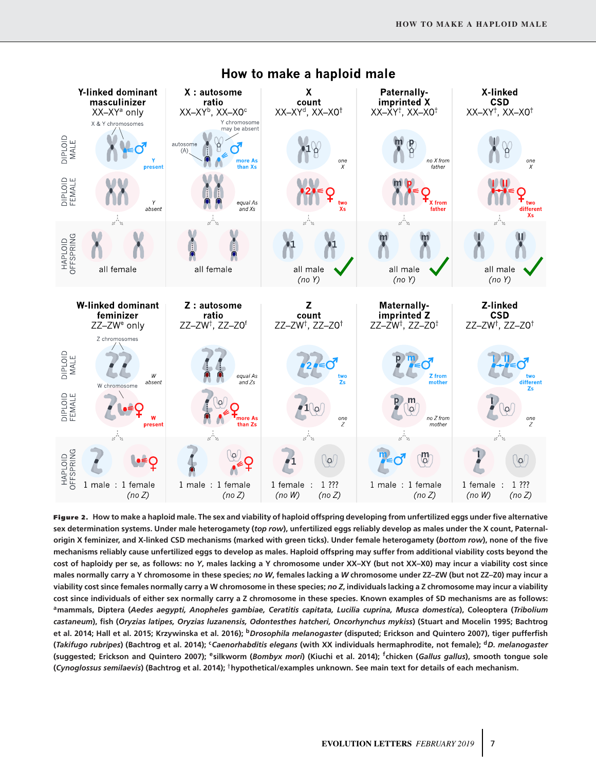**Figure 2.** How to make a haploid male. The sex and viability of haploid offspring developing from unfertilized eggs under five alternative sex determination systems. Under male heterogamety (*top row*), unfertilized eggs reliably develop as males under the X count, Paternal-origin X feminizer, and X-linked CSD mechanisms (marked with green ticks). Under female heterogamety (*bottom row*), none of the five mechanisms reliably cause unfertilized eggs to develop as males. Haploid offspring may suffer from additional viability costs beyond the cost of haploidy per se, as follows: no *Y*, males lacking a Y chromosome under XX–XY (but not XX–X0) may incur a viability cost since males normally carry a Y chromosome in these species; *no W*, females lacking a *W* chromosome under ZZ–ZW (but not ZZ–Z0) may incur a viability cost since females normally carry a W chromosome in these species; *no Z*, individuals lacking a Z chromosome may incur a viability cost since individuals of either sex normally carry a Z chromosome in these species. Known examples of SD mechanisms are as follows: [a]mammals, Diptera (*Aedes aegypti, Anopheles gambiae, Ceratitis capitata, Lucilia cuprina, Musca domestica*), Coleoptera (*Tribolium castaneum*), fish (*Oryzias latipes, Oryzias luzanensis, Odontesthes hatcheri, Oncorhynchus mykiss*) (Stuart and Mocelin 1995; Bachtrog et al. 2014; Hall et al. 2015; Krzywinska et al. 2016); [b]*Drosophila melanogaster* (disputed; Erickson and Quintero 2007), tiger pufferfish (*Takifugo rubripes*) (Bachtrog et al. 2014); [c]*Caenorhabditis elegans* (with XX individuals hermaphrodite, not female); [d]*D. melanogaster* (suggested; Erickson and Quintero 2007); [e]silkworm (*Bombyx mori*) (Kiuchi et al. 2014); [f]chicken (*Gallus gallus*), smooth tongue sole (*Cynoglossus semilaevis*) (Bachtrog et al. 2014); [†]hypothetical/examples unknown. See main text for details of each mechanism.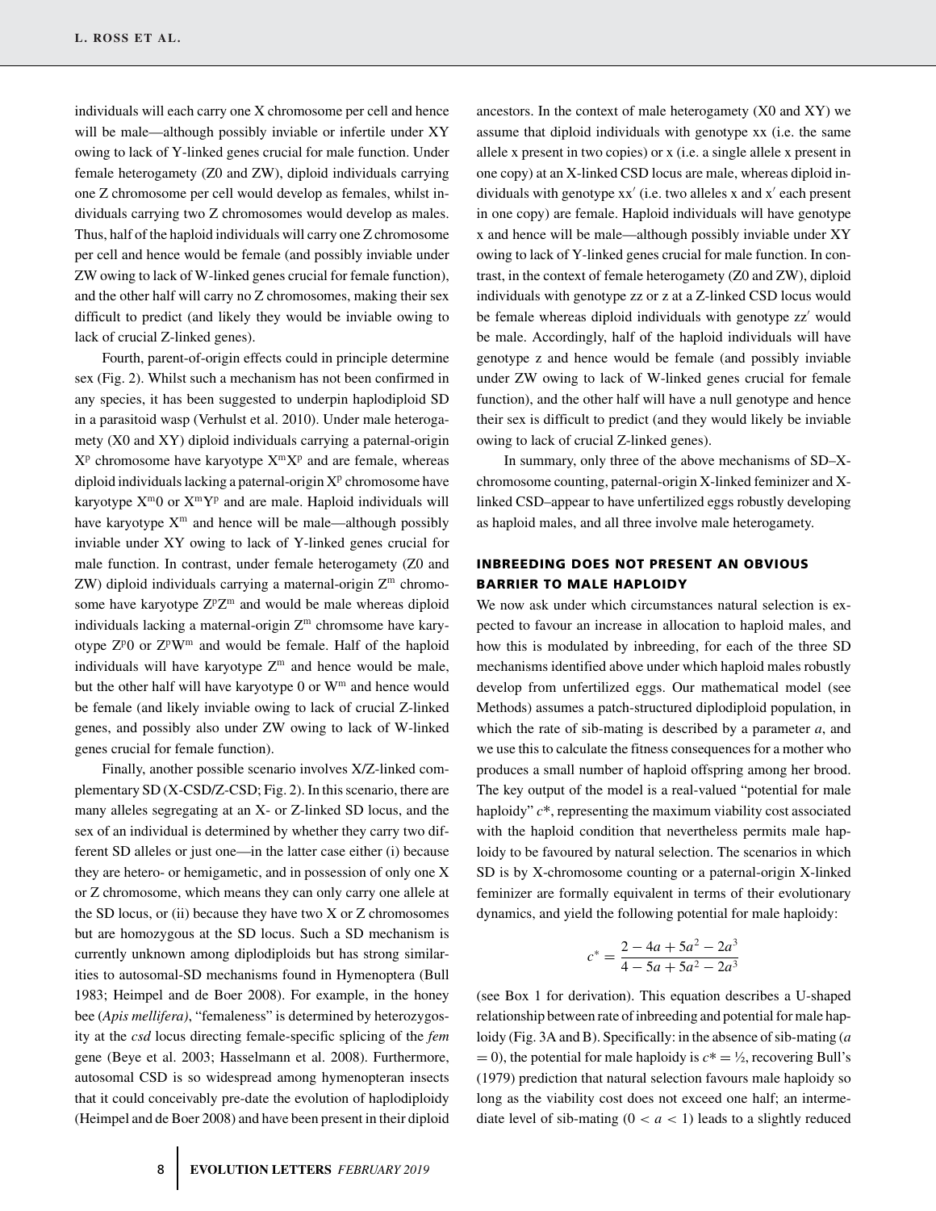individuals will each carry one X chromosome per cell and hence will be male—although possibly inviable or infertile under XY owing to lack of Y-linked genes crucial for male function. Under female heterogamety (Z0 and ZW), diploid individuals carrying one Z chromosome per cell would develop as females, whilst individuals carrying two Z chromosomes would develop as males. Thus, half of the haploid individuals will carry one Z chromosome per cell and hence will be female (and possibly inviable under ZW owing to lack of W-linked genes crucial for female function), and the other half will carry no Z chromosomes, making their sex difficult to predict (and likely they would be inviable owing to lack of crucial Z-linked genes).

Fourth, parent-of-origin effects could in principle determine sex (Fig. 2). Whilst such a mechanism has not been confirmed in any species, it has been suggested to underpin haplodiploid SD in a parasitoid wasp (Verhulst et al. 2010). Under male heterogamety (X0 and XY) diploid individuals carrying a paternal-origin $X^p$ chromosome have karyotype $X^mX^p$ and are female, whereas diploid individuals lacking a paternal-origin $X^p$ chromosome have karyotype $X^m0$ or $X^mY^p$ and are male. Haploid individuals will have karyotype $X^m$ and hence will be male—although possibly inviable under XY owing to lack of Y-linked genes crucial for male function. In contrast, under female heterogamety (Z0 and ZW) diploid individuals carrying a maternal-origin $Z^m$ chromosome have karyotype $Z^pZ^m$ and would be male whereas diploid individuals lacking a maternal-origin $Z^m$ chromsome have karyotype $Z^p0$ or $Z^pW^m$ and would be female. Half of the haploid individuals will have karyotype $Z^m$ and hence would be male, but the other half will have karyotype 0 or $W^m$ and hence would be female (and likely inviable owing to lack of crucial Z-linked genes, and possibly also under ZW owing to lack of W-linked genes crucial for female function).

Finally, another possible scenario involves X/Z-linked complementary SD (X-CSD/Z-CSD; Fig. 2). In this scenario, there are many alleles segregating at an X- or Z-linked SD locus, and the sex of an individual is determined by whether they carry two different SD alleles or just one—in the latter case either (i) because they are hetero- or hemigametic, and in possession of only one X or Z chromosome, which means they can only carry one allele at the SD locus, or (ii) because they have two X or Z chromosomes but are homozygous at the SD locus. Such a SD mechanism is currently unknown among diplodiploids but has strong similarities to autosomal-SD mechanisms found in Hymenoptera (Bull 1983; Heimpel and de Boer 2008). For example, in the honey bee (*Apis mellifera*), "femaleness" is determined by heterozygosity at the *csd* locus directing female-specific splicing of the *fem* gene (Beye et al. 2003; Hasselmann et al. 2008). Furthermore, autosomal CSD is so widespread among hymenopteran insects that it could conceivably pre-date the evolution of haplodiploidy (Heimpel and de Boer 2008) and have been present in their diploid ancestors. In the context of male heterogamety (X0 and XY) we assume that diploid individuals with genotype xx (i.e. the same allele x present in two copies) or x (i.e. a single allele x present in one copy) at an X-linked CSD locus are male, whereas diploid individuals with genotype xx′ (i.e. two alleles x and x′ each present in one copy) are female. Haploid individuals will have genotype x and hence will be male—although possibly inviable under XY owing to lack of Y-linked genes crucial for male function. In contrast, in the context of female heterogamety (Z0 and ZW), diploid individuals with genotype zz or z at a Z-linked CSD locus would be female whereas diploid individuals with genotype zz′ would be male. Accordingly, half of the haploid individuals will have genotype z and hence would be female (and possibly inviable under ZW owing to lack of W-linked genes crucial for female function), and the other half will have a null genotype and hence their sex is difficult to predict (and they would likely be inviable owing to lack of crucial Z-linked genes).

In summary, only three of the above mechanisms of SD–X-chromosome counting, paternal-origin X-linked feminizer and X-linked CSD–appear to have unfertilized eggs robustly developing as haploid males, and all three involve male heterogamety.

## INBREEDING DOES NOT PRESENT AN OBVIOUS BARRIER TO MALE HAPLOIDY

We now ask under which circumstances natural selection is expected to favour an increase in allocation to haploid males, and how this is modulated by inbreeding, for each of the three SD mechanisms identified above under which haploid males robustly develop from unfertilized eggs. Our mathematical model (see Methods) assumes a patch-structured diplodiploid population, in which the rate of sib-mating is described by a parameter $a$, and we use this to calculate the fitness consequences for a mother who produces a small number of haploid offspring among her brood. The key output of the model is a real-valued "potential for male haploidy" $c*$, representing the maximum viability cost associated with the haploid condition that nevertheless permits male haploidy to be favoured by natural selection. The scenarios in which SD is by X-chromosome counting or a paternal-origin X-linked feminizer are formally equivalent in terms of their evolutionary dynamics, and yield the following potential for male haploidy:

$$c^* = \frac{2 - 4a + 5a^2 - 2a^3}{4 - 5a + 5a^2 - 2a^3}$$

(see Box 1 for derivation). This equation describes a U-shaped relationship between rate of inbreeding and potential for male haploidy (Fig. 3A and B). Specifically: in the absence of sib-mating ($a = 0$), the potential for male haploidy is $c^* = ½$, recovering Bull's (1979) prediction that natural selection favours male haploidy so long as the viability cost does not exceed one half; an intermediate level of sib-mating ($0 < a < 1$) leads to a slightly reduced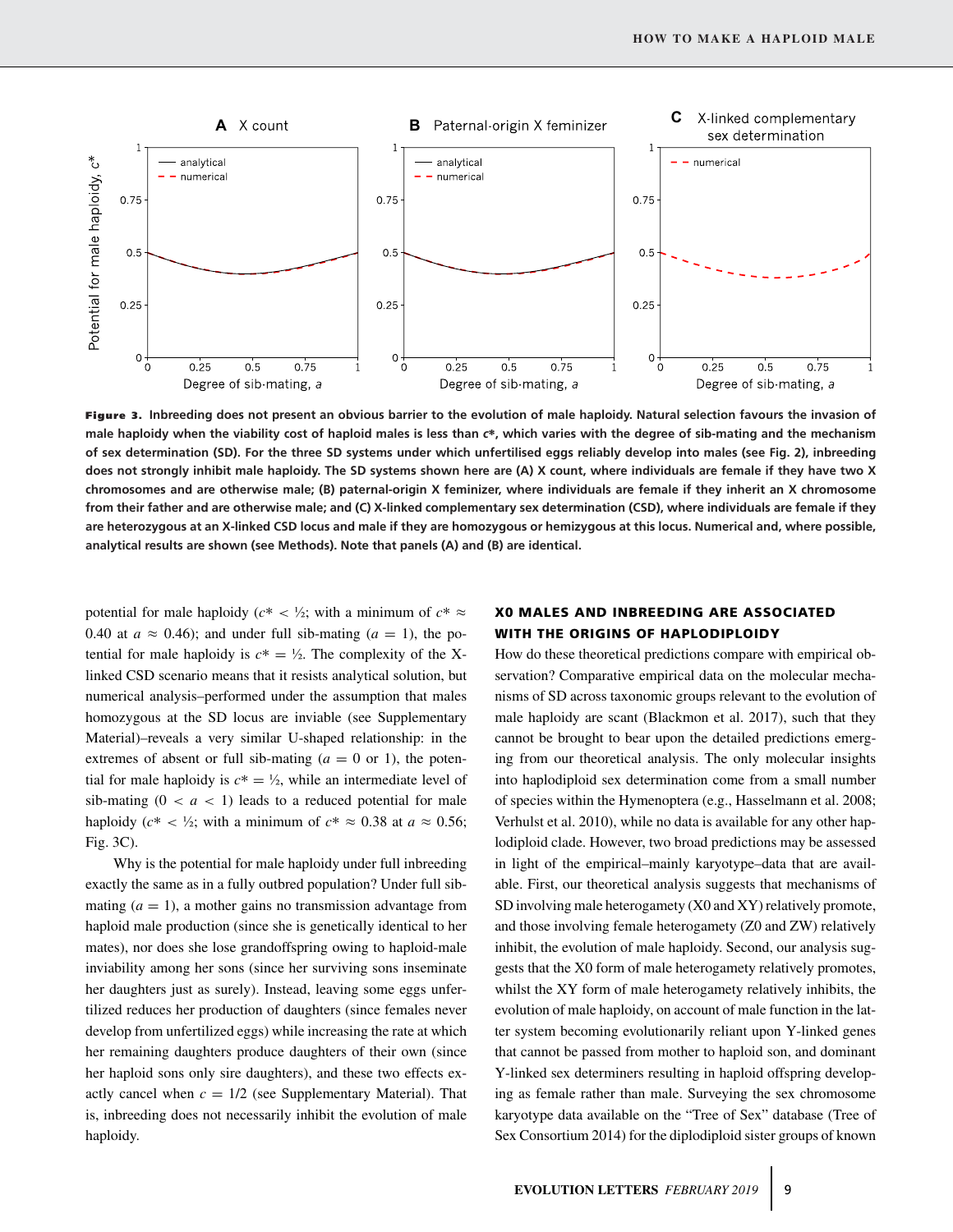**Figure 3.** **Inbreeding does not present an obvious barrier to the evolution of male haploidy. Natural selection favours the invasion of male haploidy when the viability cost of haploid males is less than $c*$, which varies with the degree of sib-mating and the mechanism of sex determination (SD). For the three SD systems under which unfertilised eggs reliably develop into males (see Fig. 2), inbreeding does not strongly inhibit male haploidy. The SD systems shown here are (A) X count, where individuals are female if they have two X chromosomes and are otherwise male; (B) paternal-origin X feminizer, where individuals are female if they inherit an X chromosome from their father and are otherwise male; and (C) X-linked complementary sex determination (CSD), where individuals are female if they are heterozygous at an X-linked CSD locus and male if they are homozygous or hemizygous at this locus. Numerical and, where possible, analytical results are shown (see Methods). Note that panels (A) and (B) are identical.**

potential for male haploidy ($c* < ½$; with a minimum of $c* \approx 0.40$ at $a \approx 0.46$); and under full sib-mating ($a = 1$), the potential for male haploidy is $c* = ½$. The complexity of the X-linked CSD scenario means that it resists analytical solution, but numerical analysis–performed under the assumption that males homozygous at the SD locus are inviable (see Supplementary Material)–reveals a very similar U-shaped relationship: in the extremes of absent or full sib-mating ($a = 0$ or 1), the potential for male haploidy is $c* = ½$, while an intermediate level of sib-mating ($0 < a < 1$) leads to a reduced potential for male haploidy ($c* < ½$; with a minimum of $c* \approx 0.38$ at $a \approx 0.56$; Fig. 3C).

Why is the potential for male haploidy under full inbreeding exactly the same as in a fully outbred population? Under full sib-mating ($a = 1$), a mother gains no transmission advantage from haploid male production (since she is genetically identical to her haploid mates), nor does she lose grandoffspring owing to haploid-male inviability among her sons (since her surviving sons inseminate her daughters just as surely). Instead, leaving some eggs unfertilized reduces her production of daughters (since females never develop from unfertilized eggs) while increasing the rate at which her remaining daughters produce daughters of their own (since her haploid sons only sire daughters), and these two effects exactly cancel when $c = 1/2$ (see Supplementary Material). That is, inbreeding does not necessarily inhibit the evolution of male haploidy.

## X0 MALES AND INBREEDING ARE ASSOCIATED WITH THE ORIGINS OF HAPLODIPLOIDY

How do these theoretical predictions compare with empirical observation? Comparative empirical data on the molecular mechanisms of SD across taxonomic groups relevant to the evolution of male haploidy are scant (Blackmon et al. 2017), such that they cannot be brought to bear upon the detailed predictions emerging from our theoretical analysis. The only molecular insights into haplodiploid sex determination come from a small number of species within the Hymenoptera (e.g., Hasselmann et al. 2008; Verhulst et al. 2010), while no data is available for any other haplodiploid clade. However, two broad predictions may be assessed in light of the empirical–mainly karyotype–data that are available. First, our theoretical analysis suggests that mechanisms of SD involving male heterogamety (X0 and XY) relatively promote, and those involving female heterogamety (Z0 and ZW) relatively inhibit, the evolution of male haploidy. Second, our analysis suggests that the X0 form of male heterogamety relatively promotes, whilst the XY form of male heterogamety relatively inhibits, the evolution of male haploidy, on account of male function in the latter system becoming evolutionarily reliant upon Y-linked genes that cannot be passed from mother to haploid son, and dominant Y-linked sex determiners resulting in haploid offspring developing as female rather than male. Surveying the sex chromosome karyotype data available on the "Tree of Sex" database (Tree of Sex Consortium 2014) for the diplodiploid sister groups of known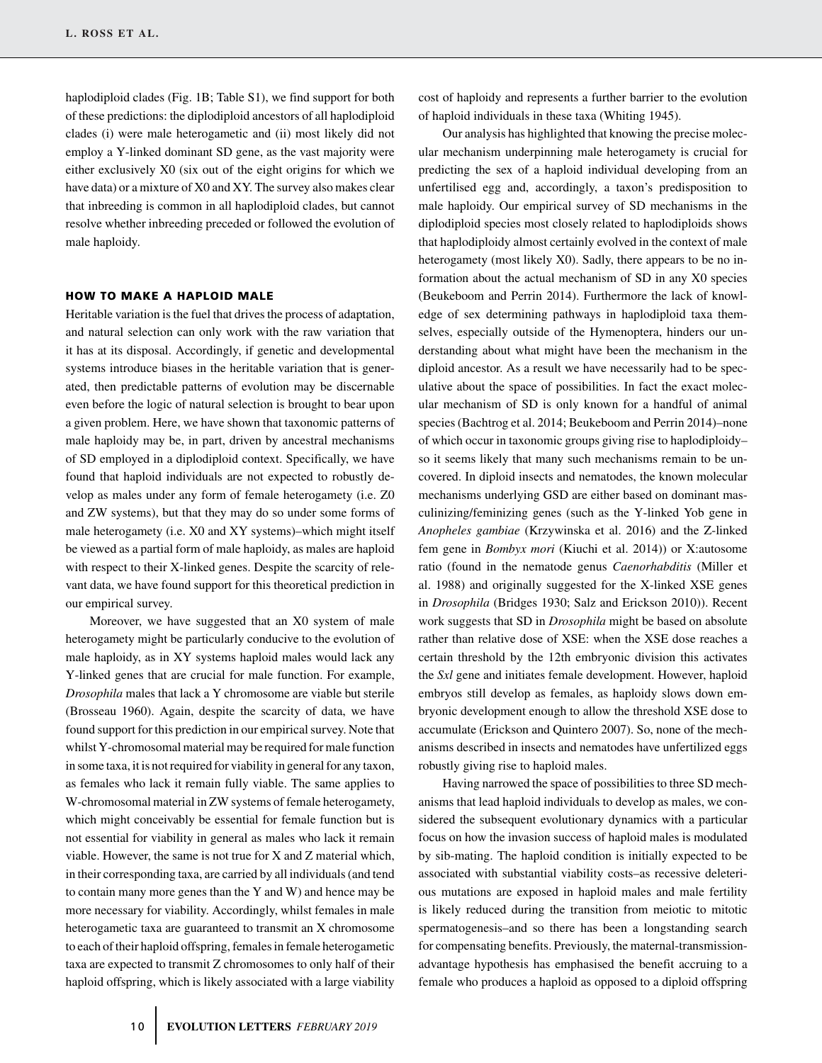haplodiploid clades (Fig. 1B; Table S1), we find support for both of these predictions: the diplodiploid ancestors of all haplodiploid clades (i) were male heterogametic and (ii) most likely did not employ a Y-linked dominant SD gene, as the vast majority were either exclusively X0 (six out of the eight origins for which we have data) or a mixture of X0 and XY. The survey also makes clear that inbreeding is common in all haplodiploid clades, but cannot resolve whether inbreeding preceded or followed the evolution of male haploidy.

## HOW TO MAKE A HAPLOID MALE

Heritable variation is the fuel that drives the process of adaptation, and natural selection can only work with the raw variation that it has at its disposal. Accordingly, if genetic and developmental systems introduce biases in the heritable variation that is generated, then predictable patterns of evolution may be discernable even before the logic of natural selection is brought to bear upon a given problem. Here, we have shown that taxonomic patterns of male haploidy may be, in part, driven by ancestral mechanisms of SD employed in a diplodiploid context. Specifically, we have found that haploid individuals are not expected to robustly develop as males under any form of female heterogamety (i.e. Z0 and ZW systems), but that they may do so under some forms of male heterogamety (i.e. X0 and XY systems)–which might itself be viewed as a partial form of male haploidy, as males are haploid with respect to their X-linked genes. Despite the scarcity of relevant data, we have found support for this theoretical prediction in our empirical survey.

Moreover, we have suggested that an X0 system of male heterogamety might be particularly conducive to the evolution of male haploidy, as in XY systems haploid males would lack any Y-linked genes that are crucial for male function. For example, *Drosophila* males that lack a Y chromosome are viable but sterile (Brosseau 1960). Again, despite the scarcity of data, we have found support for this prediction in our empirical survey. Note that whilst Y-chromosomal material may be required for male function in some taxa, it is not required for viability in general for any taxon, as females who lack it remain fully viable. The same applies to W-chromosomal material in ZW systems of female heterogamety, which might conceivably be essential for female function but is not essential for viability in general as males who lack it remain viable. However, the same is not true for X and Z material which, in their corresponding taxa, are carried by all individuals (and tend to contain many more genes than the Y and W) and hence may be more necessary for viability. Accordingly, whilst females in male heterogametic taxa are guaranteed to transmit an X chromosome to each of their haploid offspring, females in female heterogametic taxa are expected to transmit Z chromosomes to only half of their haploid offspring, which is likely associated with a large viability cost of haploidy and represents a further barrier to the evolution of haploid individuals in these taxa (Whiting 1945).

Our analysis has highlighted that knowing the precise molecular mechanism underpinning male heterogamety is crucial for predicting the sex of a haploid individual developing from an unfertilised egg and, accordingly, a taxon's predisposition to male haploidy. Our empirical survey of SD mechanisms in the diplodiploid species most closely related to haplodiploids shows that haplodiploidy almost certainly evolved in the context of male heterogamety (most likely X0). Sadly, there appears to be no information about the actual mechanism of SD in any X0 species (Beukeboom and Perrin 2014). Furthermore the lack of knowledge of sex determining pathways in haplodiploid taxa themselves, especially outside of the Hymenoptera, hinders our understanding about what might have been the mechanism in the diploid ancestor. As a result we have necessarily had to be speculative about the space of possibilities. In fact the exact molecular mechanism of SD is only known for a handful of animal species (Bachtrog et al. 2014; Beukeboom and Perrin 2014)–none of which occur in taxonomic groups giving rise to haplodiploidy–so it seems likely that many such mechanisms remain to be uncovered. In diploid insects and nematodes, the known molecular mechanisms underlying GSD are either based on dominant masculinizing/feminizing genes (such as the Y-linked Yob gene in *Anopheles gambiae* (Krzywinska et al. 2016) and the Z-linked fem gene in *Bombyx mori* (Kiuchi et al. 2014)) or X:autosome ratio (found in the nematode genus *Caenorhabditis* (Miller et al. 1988) and originally suggested for the X-linked XSE genes in *Drosophila* (Bridges 1930; Salz and Erickson 2010)). Recent work suggests that SD in *Drosophila* might be based on absolute rather than relative dose of XSE: when the XSE dose reaches a certain threshold by the 12th embryonic division this activates the *Sxl* gene and initiates female development. However, haploid embryos still develop as females, as haploidy slows down embryonic development enough to allow the threshold XSE dose to accumulate (Erickson and Quintero 2007). So, none of the mechanisms described in insects and nematodes have unfertilized eggs robustly giving rise to haploid males.

Having narrowed the space of possibilities to three SD mechanisms that lead haploid individuals to develop as males, we considered the subsequent evolutionary dynamics with a particular focus on how the invasion success of haploid males is modulated by sib-mating. The haploid condition is initially expected to be associated with substantial viability costs–as recessive deleterious mutations are exposed in haploid males and male fertility is likely reduced during the transition from meiotic to mitotic spermatogenesis–and so there has been a longstanding search for compensating benefits. Previously, the maternal-transmission-advantage hypothesis has emphasised the benefit accruing to a female who produces a haploid as opposed to a diploid offspring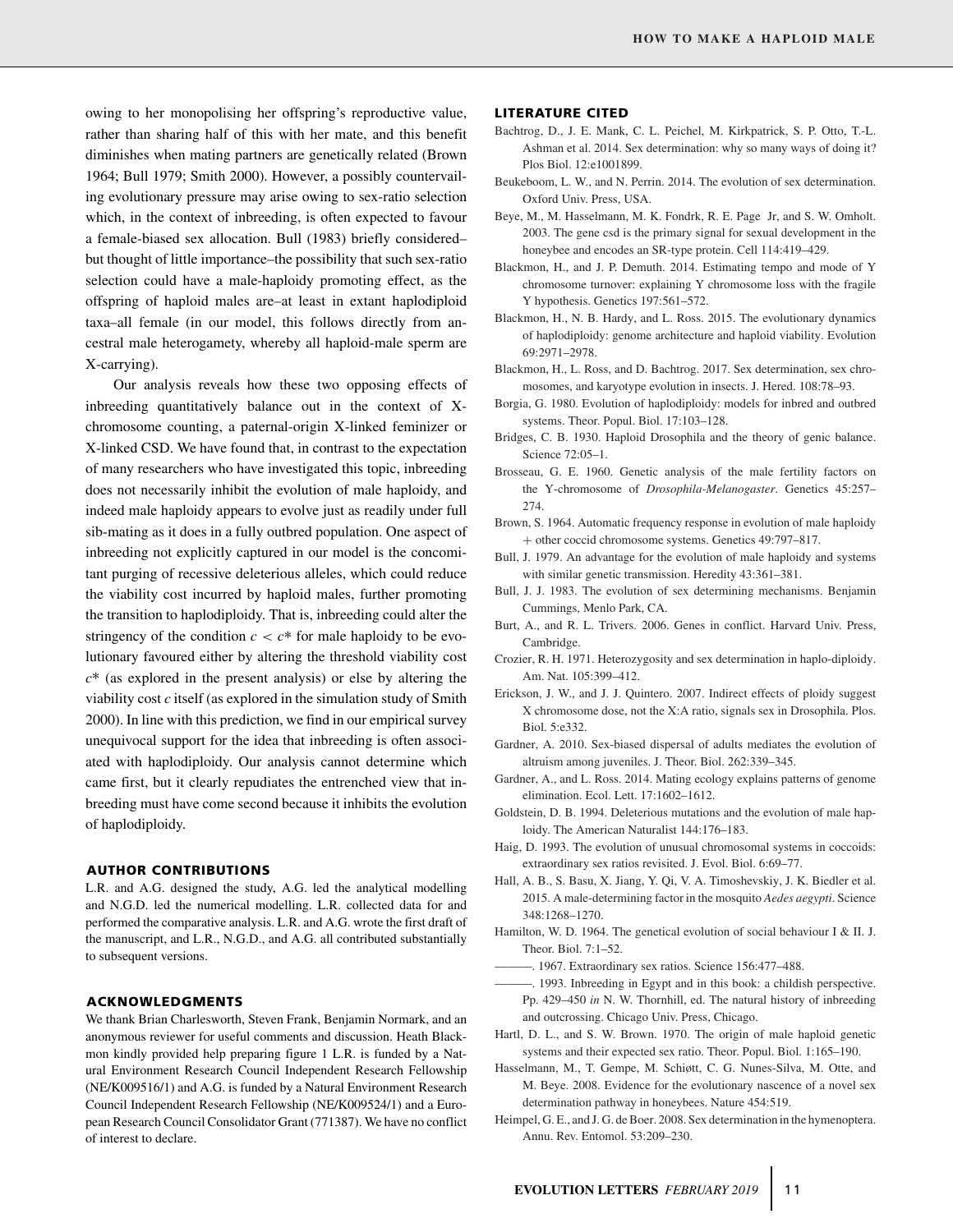owing to her monopolising her offspring's reproductive value, rather than sharing half of this with her mate, and this benefit diminishes when mating partners are genetically related (Brown 1964; Bull 1979; Smith 2000). However, a possibly countervailing evolutionary pressure may arise owing to sex-ratio selection which, in the context of inbreeding, is often expected to favour a female-biased sex allocation. Bull (1983) briefly considered–but thought of little importance–the possibility that such sex-ratio selection could have a male-haploidy promoting effect, as the offspring of haploid males are–at least in extant haplodiploid taxa–all female (in our model, this follows directly from ancestral male heterogamety, whereby all haploid-male sperm are X-carrying).

Our analysis reveals how these two opposing effects of inbreeding quantitatively balance out in the context of X-chromosome counting, a paternal-origin X-linked feminizer or X-linked CSD. We have found that, in contrast to the expectation of many researchers who have investigated this topic, inbreeding does not necessarily inhibit the evolution of male haploidy, and indeed male haploidy appears to evolve just as readily under full sib-mating as it does in a fully outbred population. One aspect of inbreeding not explicitly captured in our model is the concomitant purging of recessive deleterious alleles, which could reduce the viability cost incurred by haploid males, further promoting the transition to haplodiploidy. That is, inbreeding could alter the stringency of the condition $c < c^*$ for male haploidy to be evolutionary favoured either by altering the threshold viability cost $c^*$ (as explored in the present analysis) or else by altering the viability cost $c$ itself (as explored in the simulation study of Smith 2000). In line with this prediction, we find in our empirical survey unequivocal support for the idea that inbreeding is often associated with haplodiploidy. Our analysis cannot determine which came first, but it clearly repudiates the entrenched view that inbreeding must have come second because it inhibits the evolution of haplodiploidy.

## AUTHOR CONTRIBUTIONS

L.R. and A.G. designed the study, A.G. led the analytical modelling and N.G.D. led the numerical modelling. L.R. collected data for and performed the comparative analysis. L.R. and A.G. wrote the first draft of the manuscript, and L.R., N.G.D., and A.G. all contributed substantially to subsequent versions.

## ACKNOWLEDGMENTS

We thank Brian Charlesworth, Steven Frank, Benjamin Normark, and an anonymous reviewer for useful comments and discussion. Heath Blackmon kindly provided help preparing figure 1 L.R. is funded by a Natural Environment Research Council Independent Research Fellowship (NE/K009516/1) and A.G. is funded by a Natural Environment Research Council Independent Research Fellowship (NE/K009524/1) and a European Research Council Consolidator Grant (771387). We have no conflict of interest to declare.

## LITERATURE CITED

Bachtrog, D., J. E. Mank, C. L. Peichel, M. Kirkpatrick, S. P. Otto, T.-L. Ashman et al. 2014. Sex determination: why so many ways of doing it? Plos Biol. 12:e1001899.

Beukeboom, L. W., and N. Perrin. 2014. The evolution of sex determination. Oxford Univ. Press, USA.

Beye, M., M. Hasselmann, M. K. Fondrk, R. E. Page Jr, and S. W. Omholt. 2003. The gene csd is the primary signal for sexual development in the honeybee and encodes an SR-type protein. Cell 114:419–429.

Blackmon, H., and J. P. Demuth. 2014. Estimating tempo and mode of Y chromosome turnover: explaining Y chromosome loss with the fragile Y hypothesis. Genetics 197:561–572.

Blackmon, H., N. B. Hardy, and L. Ross. 2015. The evolutionary dynamics of haplodiploidy: genome architecture and haploid viability. Evolution 69:2971–2978.

Blackmon, H., L. Ross, and D. Bachtrog. 2017. Sex determination, sex chromosomes, and karyotype evolution in insects. J. Hered. 108:78–93.

Borgia, G. 1980. Evolution of haplodiploidy: models for inbred and outbred systems. Theor. Popul. Biol. 17:103–128.

Bridges, C. B. 1930. Haploid Drosophila and the theory of genic balance. Science 72:05–1.

Brosseau, G. E. 1960. Genetic analysis of the male fertility factors on the Y-chromosome of *Drosophila-Melanogaster*. Genetics 45:257–274.

Brown, S. 1964. Automatic frequency response in evolution of male haploidy + other coccid chromosome systems. Genetics 49:797–817.

Bull, J. 1979. An advantage for the evolution of male haploidy and systems with similar genetic transmission. Heredity 43:361–381.

Bull, J. J. 1983. The evolution of sex determining mechanisms. Benjamin Cummings, Menlo Park, CA.

Burt, A., and R. L. Trivers. 2006. Genes in conflict. Harvard Univ. Press, Cambridge.

Crozier, R. H. 1971. Heterozygosity and sex determination in haplo-diploidy. Am. Nat. 105:399–412.

Erickson, J. W., and J. J. Quintero. 2007. Indirect effects of ploidy suggest X chromosome dose, not the X:A ratio, signals sex in Drosophila. Plos. Biol. 5:e332.

Gardner, A. 2010. Sex-biased dispersal of adults mediates the evolution of altruism among juveniles. J. Theor. Biol. 262:339–345.

Gardner, A., and L. Ross. 2014. Mating ecology explains patterns of genome elimination. Ecol. Lett. 17:1602–1612.

Goldstein, D. B. 1994. Deleterious mutations and the evolution of male haploidy. The American Naturalist 144:176–183.

Haig, D. 1993. The evolution of unusual chromosomal systems in coccoids: extraordinary sex ratios revisited. J. Evol. Biol. 6:69–77.

Hall, A. B., S. Basu, X. Jiang, Y. Qi, V. A. Timoshevskiy, J. K. Biedler et al. 2015. A male-determining factor in the mosquito *Aedes aegypti*. Science 348:1268–1270.

Hamilton, W. D. 1964. The genetical evolution of social behaviour I & II. J. Theor. Biol. 7:1–52.

———. 1967. Extraordinary sex ratios. Science 156:477–488.

———. 1993. Inbreeding in Egypt and in this book: a childish perspective. Pp. 429–450 *in* N. W. Thornhill, ed. The natural history of inbreeding and outcrossing. Chicago Univ. Press, Chicago.

Hartl, D. L., and S. W. Brown. 1970. The origin of male haploid genetic systems and their expected sex ratio. Theor. Popul. Biol. 1:165–190.

Hasselmann, M., T. Gempe, M. Schiøtt, C. G. Nunes-Silva, M. Otte, and M. Beye. 2008. Evidence for the evolutionary nascence of a novel sex determination pathway in honeybees. Nature 454:519.

Heimpel, G. E., and J. G. de Boer. 2008. Sex determination in the hymenoptera. Annu. Rev. Entomol. 53:209–230.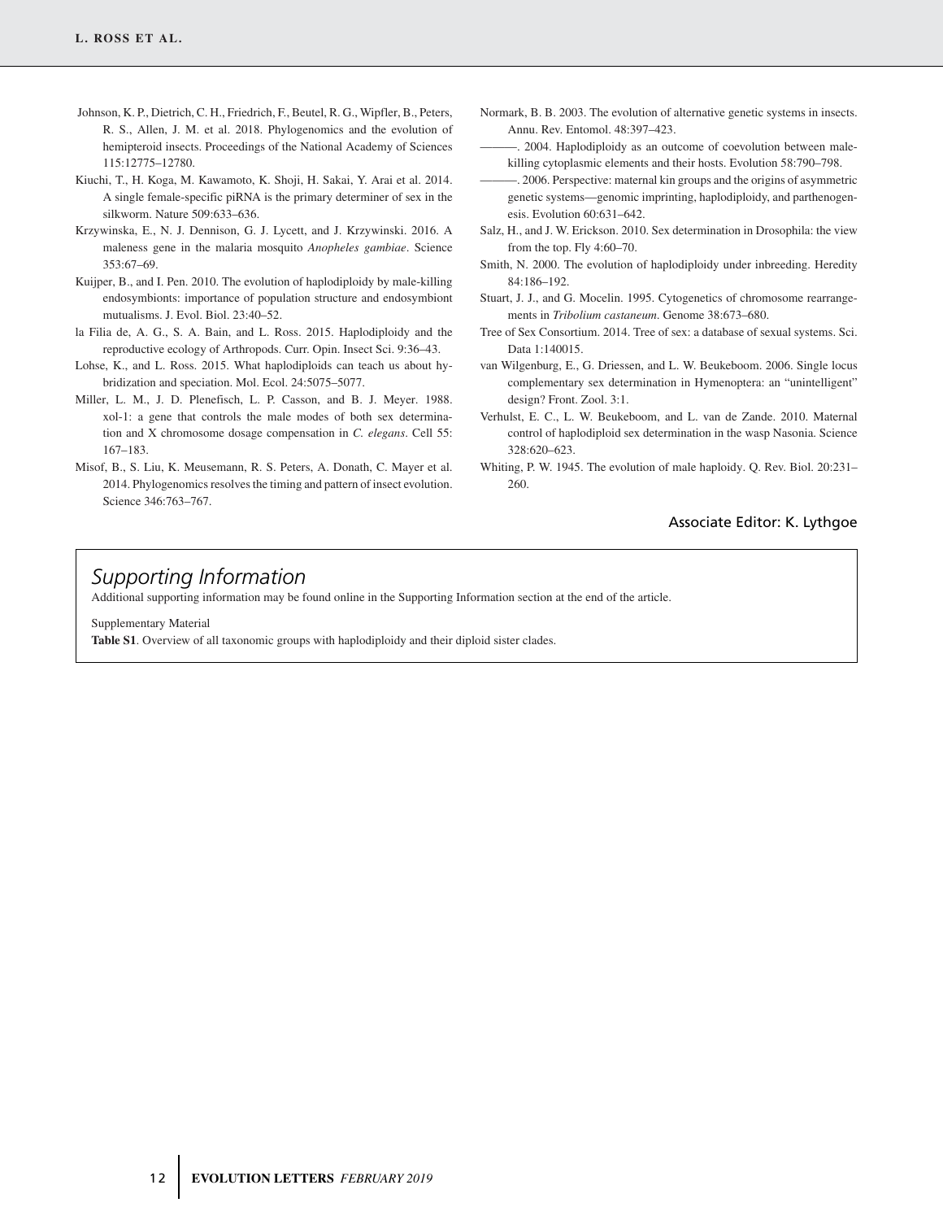Johnson, K. P., Dietrich, C. H., Friedrich, F., Beutel, R. G., Wipfler, B., Peters, R. S., Allen, J. M. et al. 2018. Phylogenomics and the evolution of hemipteroid insects. Proceedings of the National Academy of Sciences 115:12775–12780.

Kiuchi, T., H. Koga, M. Kawamoto, K. Shoji, H. Sakai, Y. Arai et al. 2014. A single female-specific piRNA is the primary determiner of sex in the silkworm. Nature 509:633–636.

Krzywinska, E., N. J. Dennison, G. J. Lycett, and J. Krzywinski. 2016. A maleness gene in the malaria mosquito *Anopheles gambiae*. Science 353:67–69.

Kuijper, B., and I. Pen. 2010. The evolution of haplodiploidy by male-killing endosymbionts: importance of population structure and endosymbiont mutualisms. J. Evol. Biol. 23:40–52.

la Filia de, A. G., S. A. Bain, and L. Ross. 2015. Haplodiploidy and the reproductive ecology of Arthropods. Curr. Opin. Insect Sci. 9:36–43.

Lohse, K., and L. Ross. 2015. What haplodiploids can teach us about hybridization and speciation. Mol. Ecol. 24:5075–5077.

Miller, L. M., J. D. Plenefisch, L. P. Casson, and B. J. Meyer. 1988. xol-1: a gene that controls the male modes of both sex determination and X chromosome dosage compensation in *C. elegans*. Cell 55: 167–183.

Misof, B., S. Liu, K. Meusemann, R. S. Peters, A. Donath, C. Mayer et al. 2014. Phylogenomics resolves the timing and pattern of insect evolution. Science 346:763–767.

Normark, B. B. 2003. The evolution of alternative genetic systems in insects. Annu. Rev. Entomol. 48:397–423.

———. 2004. Haplodiploidy as an outcome of coevolution between male-killing cytoplasmic elements and their hosts. Evolution 58:790–798.

———. 2006. Perspective: maternal kin groups and the origins of asymmetric genetic systems—genomic imprinting, haplodiploidy, and parthenogenesis. Evolution 60:631–642.

Salz, H., and J. W. Erickson. 2010. Sex determination in Drosophila: the view from the top. Fly 4:60–70.

Smith, N. 2000. The evolution of haplodiploidy under inbreeding. Heredity 84:186–192.

Stuart, J. J., and G. Mocelin. 1995. Cytogenetics of chromosome rearrangements in *Tribolium castaneum*. Genome 38:673–680.

Tree of Sex Consortium. 2014. Tree of sex: a database of sexual systems. Sci. Data 1:140015.

van Wilgenburg, E., G. Driessen, and L. W. Beukeboom. 2006. Single locus complementary sex determination in Hymenoptera: an "unintelligent" design? Front. Zool. 3:1.

Verhulst, E. C., L. W. Beukeboom, and L. van de Zande. 2010. Maternal control of haplodiploid sex determination in the wasp Nasonia. Science 328:620–623.

Whiting, P. W. 1945. The evolution of male haploidy. Q. Rev. Biol. 20:231–260.

Associate Editor: K. Lythgoe

## *Supporting Information*

Additional supporting information may be found online in the Supporting Information section at the end of the article.

Supplementary Material

**Table S1**. Overview of all taxonomic groups with haplodiploidy and their diploid sister clades.